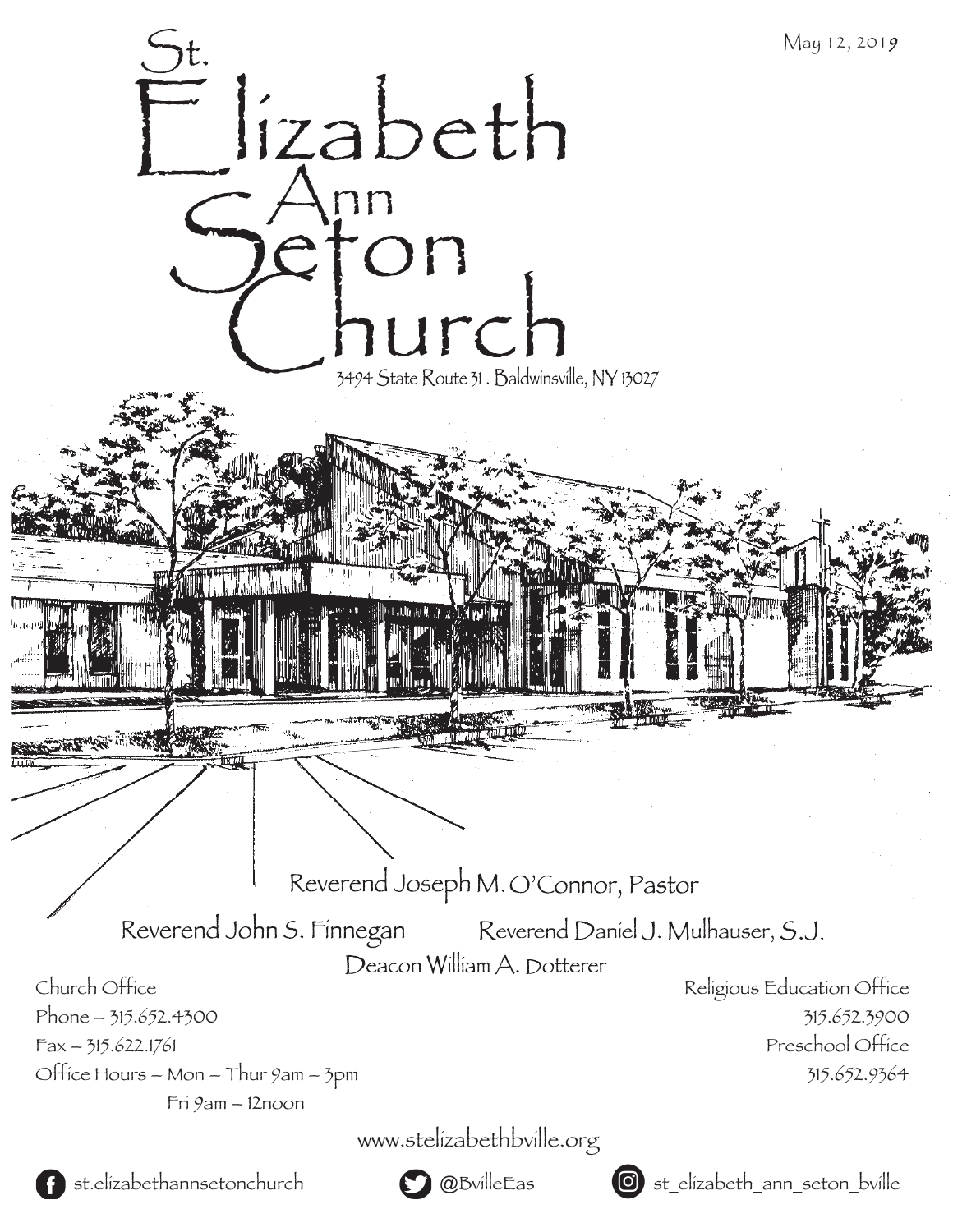May 12, 2019

# St. Elizabeth Ann Seton Church

3494 State Route 31 . Baldwinsville, NY 13027

Reverend Joseph M. O'Connor, Pastor

Reverend John S. Finnegan

Reverend Daniel J. Mulhauser, S.J.

Deacon William A. Dotterer

Church Office
Phone – 315.652.4300
Fax – 315.622.1761
Office Hours – Mon – Thur 9am – 3pm
Fri 9am – 12noon

Religious Education Office
315.652.3900
Preschool Office
315.652.9364

www.stelizabethbville.org

st.elizabethannsetonchurch

@BvilleEas

st_elizabeth_ann_seton_bville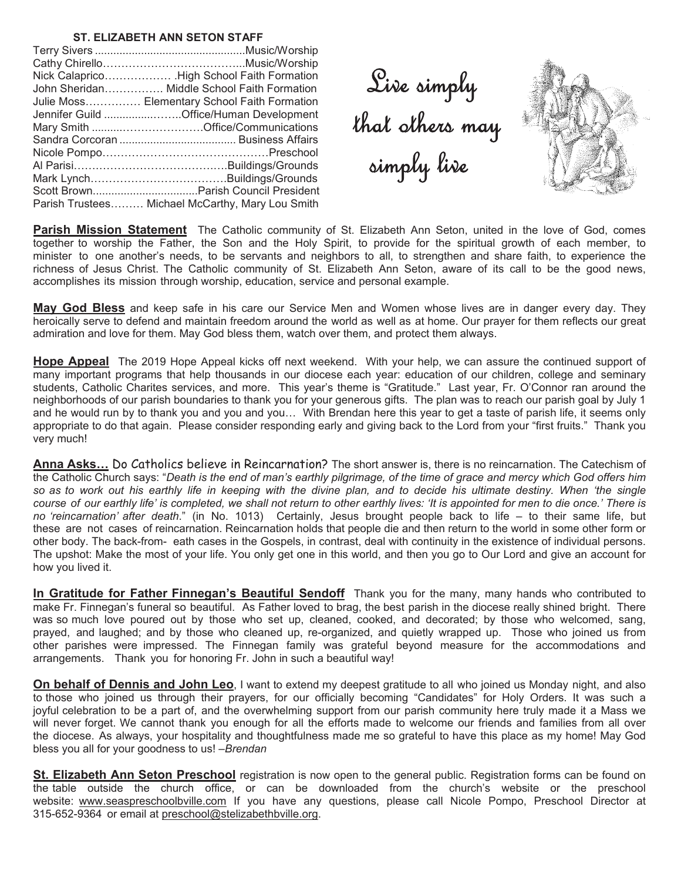## ST. ELIZABETH ANN SETON STAFF

| | |
|---|---|
| Terry Sivers | Music/Worship |
| Cathy Chirello | Music/Worship |
| Nick Calaprico | High School Faith Formation |
| John Sheridan | Middle School Faith Formation |
| Julie Moss | Elementary School Faith Formation |
| Jennifer Guild | Office/Human Development |
| Mary Smith | Office/Communications |
| Sandra Corcoran | Business Affairs |
| Nicole Pompo | Preschool |
| Al Parisi | Buildings/Grounds |
| Mark Lynch | Buildings/Grounds |
| Scott Brown | Parish Council President |
| Parish Trustees | Michael McCarthy, Mary Lou Smith |

Live simply that others may simply live

**Parish Mission Statement** The Catholic community of St. Elizabeth Ann Seton, united in the love of God, comes together to worship the Father, the Son and the Holy Spirit, to provide for the spiritual growth of each member, to minister to one another's needs, to be servants and neighbors to all, to strengthen and share faith, to experience the richness of Jesus Christ. The Catholic community of St. Elizabeth Ann Seton, aware of its call to be the good news, accomplishes its mission through worship, education, service and personal example.

**May God Bless** and keep safe in his care our Service Men and Women whose lives are in danger every day. They heroically serve to defend and maintain freedom around the world as well as at home. Our prayer for them reflects our great admiration and love for them. May God bless them, watch over them, and protect them always.

**Hope Appeal** The 2019 Hope Appeal kicks off next weekend. With your help, we can assure the continued support of many important programs that help thousands in our diocese each year: education of our children, college and seminary students, Catholic Charites services, and more. This year's theme is "Gratitude." Last year, Fr. O'Connor ran around the neighborhoods of our parish boundaries to thank you for your generous gifts. The plan was to reach our parish goal by July 1 and he would run by to thank you and you and you… With Brendan here this year to get a taste of parish life, it seems only appropriate to do that again. Please consider responding early and giving back to the Lord from your "first fruits." Thank you very much!

**Anna Asks…** Do Catholics believe in Reincarnation? The short answer is, there is no reincarnation. The Catechism of the Catholic Church says: "*Death is the end of man's earthly pilgrimage, of the time of grace and mercy which God offers him so as to work out his earthly life in keeping with the divine plan, and to decide his ultimate destiny. When 'the single course of our earthly life' is completed, we shall not return to other earthly lives: 'It is appointed for men to die once.' There is no 'reincarnation' after death*." (in No. 1013) Certainly, Jesus brought people back to life – to their same life, but these are not cases of reincarnation. Reincarnation holds that people die and then return to the world in some other form or other body. The back-from- eath cases in the Gospels, in contrast, deal with continuity in the existence of individual persons. The upshot: Make the most of your life. You only get one in this world, and then you go to Our Lord and give an account for how you lived it.

**In Gratitude for Father Finnegan's Beautiful Sendoff** Thank you for the many, many hands who contributed to make Fr. Finnegan's funeral so beautiful. As Father loved to brag, the best parish in the diocese really shined bright. There was so much love poured out by those who set up, cleaned, cooked, and decorated; by those who welcomed, sang, prayed, and laughed; and by those who cleaned up, re-organized, and quietly wrapped up. Those who joined us from other parishes were impressed. The Finnegan family was grateful beyond measure for the accommodations and arrangements. Thank you for honoring Fr. John in such a beautiful way!

**On behalf of Dennis and John Leo**, I want to extend my deepest gratitude to all who joined us Monday night, and also to those who joined us through their prayers, for our officially becoming "Candidates" for Holy Orders. It was such a joyful celebration to be a part of, and the overwhelming support from our parish community here truly made it a Mass we will never forget. We cannot thank you enough for all the efforts made to welcome our friends and families from all over the diocese. As always, your hospitality and thoughtfulness made me so grateful to have this place as my home! May God bless you all for your goodness to us! –*Brendan*

**St. Elizabeth Ann Seton Preschool** registration is now open to the general public. Registration forms can be found on the table outside the church office, or can be downloaded from the church's website or the preschool website: www.seaspreschoolbville.com If you have any questions, please call Nicole Pompo, Preschool Director at 315-652-9364 or email at preschool@stelizabethbville.org.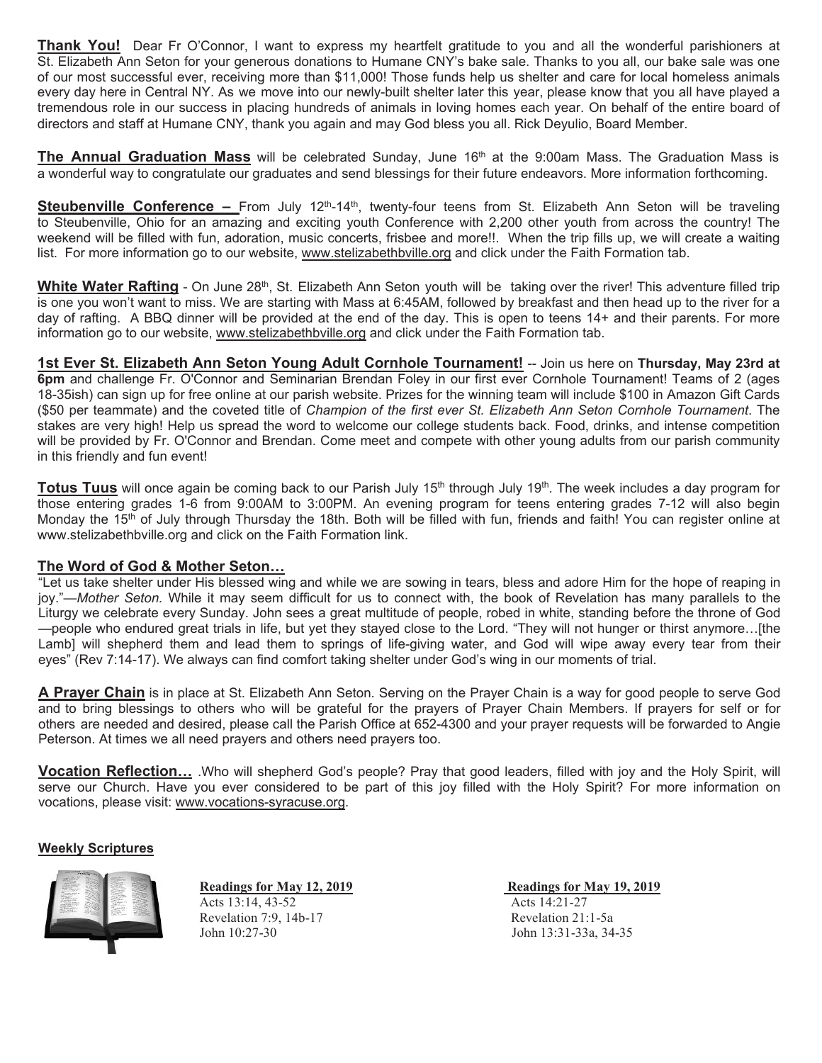**Thank You!** Dear Fr O'Connor, I want to express my heartfelt gratitude to you and all the wonderful parishioners at St. Elizabeth Ann Seton for your generous donations to Humane CNY's bake sale. Thanks to you all, our bake sale was one of our most successful ever, receiving more than $11,000! Those funds help us shelter and care for local homeless animals every day here in Central NY. As we move into our newly-built shelter later this year, please know that you all have played a tremendous role in our success in placing hundreds of animals in loving homes each year. On behalf of the entire board of directors and staff at Humane CNY, thank you again and may God bless you all. Rick Deyulio, Board Member.

**The Annual Graduation Mass** will be celebrated Sunday, June 16th at the 9:00am Mass. The Graduation Mass is a wonderful way to congratulate our graduates and send blessings for their future endeavors. More information forthcoming.

**Steubenville Conference –** From July 12th-14th, twenty-four teens from St. Elizabeth Ann Seton will be traveling to Steubenville, Ohio for an amazing and exciting youth Conference with 2,200 other youth from across the country! The weekend will be filled with fun, adoration, music concerts, frisbee and more!!. When the trip fills up, we will create a waiting list. For more information go to our website, www.stelizabethbville.org and click under the Faith Formation tab.

**White Water Rafting** - On June 28th, St. Elizabeth Ann Seton youth will be taking over the river! This adventure filled trip is one you won't want to miss. We are starting with Mass at 6:45AM, followed by breakfast and then head up to the river for a day of rafting. A BBQ dinner will be provided at the end of the day. This is open to teens 14+ and their parents. For more information go to our website, www.stelizabethbville.org and click under the Faith Formation tab.

**1st Ever St. Elizabeth Ann Seton Young Adult Cornhole Tournament!** -- Join us here on **Thursday, May 23rd at 6pm** and challenge Fr. O'Connor and Seminarian Brendan Foley in our first ever Cornhole Tournament! Teams of 2 (ages 18-35ish) can sign up for free online at our parish website. Prizes for the winning team will include $100 in Amazon Gift Cards ($50 per teammate) and the coveted title of *Champion of the first ever St. Elizabeth Ann Seton Cornhole Tournament*. The stakes are very high! Help us spread the word to welcome our college students back. Food, drinks, and intense competition will be provided by Fr. O'Connor and Brendan. Come meet and compete with other young adults from our parish community in this friendly and fun event!

**Totus Tuus** will once again be coming back to our Parish July 15th through July 19th. The week includes a day program for those entering grades 1-6 from 9:00AM to 3:00PM. An evening program for teens entering grades 7-12 will also begin Monday the 15th of July through Thursday the 18th. Both will be filled with fun, friends and faith! You can register online at www.stelizabethbville.org and click on the Faith Formation link.

**The Word of God & Mother Seton…**

"Let us take shelter under His blessed wing and while we are sowing in tears, bless and adore Him for the hope of reaping in joy."—*Mother Seton.* While it may seem difficult for us to connect with, the book of Revelation has many parallels to the Liturgy we celebrate every Sunday. John sees a great multitude of people, robed in white, standing before the throne of God —people who endured great trials in life, but yet they stayed close to the Lord. "They will not hunger or thirst anymore…[the Lamb] will shepherd them and lead them to springs of life-giving water, and God will wipe away every tear from their eyes" (Rev 7:14-17). We always can find comfort taking shelter under God's wing in our moments of trial.

**A Prayer Chain** is in place at St. Elizabeth Ann Seton. Serving on the Prayer Chain is a way for good people to serve God and to bring blessings to others who will be grateful for the prayers of Prayer Chain Members. If prayers for self or for others are needed and desired, please call the Parish Office at 652-4300 and your prayer requests will be forwarded to Angie Peterson. At times we all need prayers and others need prayers too.

**Vocation Reflection…** .Who will shepherd God's people? Pray that good leaders, filled with joy and the Holy Spirit, will serve our Church. Have you ever considered to be part of this joy filled with the Holy Spirit? For more information on vocations, please visit: www.vocations-syracuse.org.

**Weekly Scriptures**

**Readings for May 12, 2019**
Acts 13:14, 43-52
Revelation 7:9, 14b-17
John 10:27-30

**Readings for May 19, 2019**
Acts 14:21-27
Revelation 21:1-5a
John 13:31-33a, 34-35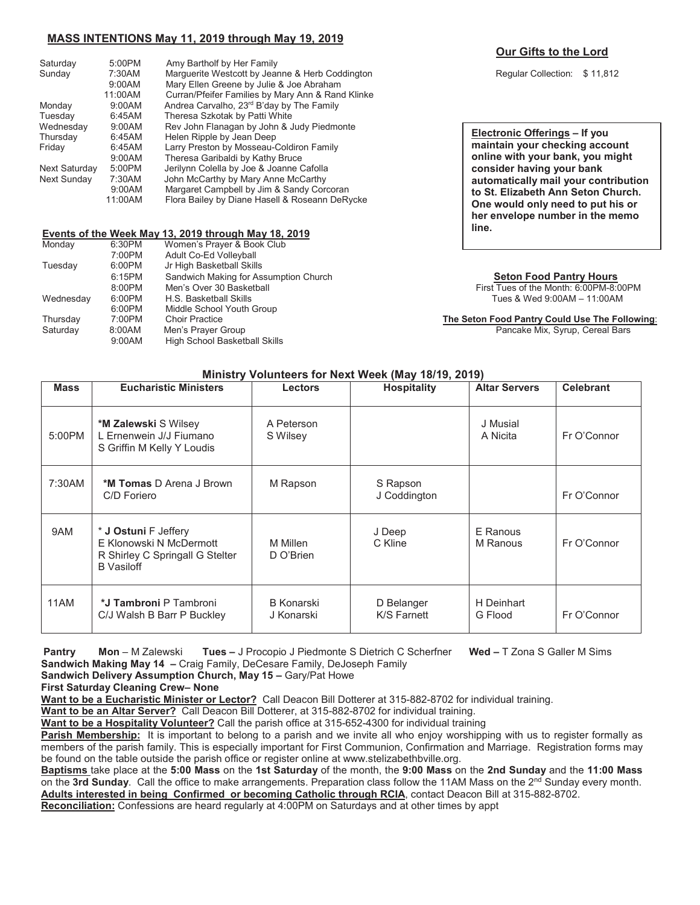## MASS INTENTIONS May 11, 2019 through May 19, 2019

| | | |
|---|---|---|
| Saturday | 5:00PM | Amy Bartholf by Her Family |
| Sunday | 7:30AM | Marguerite Westcott by Jeanne & Herb Coddington |
| | 9:00AM | Mary Ellen Greene by Julie & Joe Abraham |
| | 11:00AM | Curran/Pfeifer Families by Mary Ann & Rand Klinke |
| Monday | 9:00AM | Andrea Carvalho, 23rd B'day by The Family |
| Tuesday | 6:45AM | Theresa Szkotak by Patti White |
| Wednesday | 9:00AM | Rev John Flanagan by John & Judy Piedmonte |
| Thursday | 6:45AM | Helen Ripple by Jean Deep |
| Friday | 6:45AM | Larry Preston by Mosseau-Coldiron Family |
| | 9:00AM | Theresa Garibaldi by Kathy Bruce |
| Next Saturday | 5:00PM | Jerilynn Colella by Joe & Joanne Cafolla |
| Next Sunday | 7:30AM | John McCarthy by Mary Anne McCarthy |
| | 9:00AM | Margaret Campbell by Jim & Sandy Corcoran |
| | 11:00AM | Flora Bailey by Diane Hasell & Roseann DeRycke |

## Our Gifts to the Lord

Regular Collection: $ 11,812

**Electronic Offerings – If you maintain your checking account online with your bank, you might consider having your bank automatically mail your contribution to St. Elizabeth Ann Seton Church. One would only need to put his or her envelope number in the memo line.**

## Events of the Week May 13, 2019 through May 18, 2019

| | | |
|---|---|---|
| Monday | 6:30PM | Women's Prayer & Book Club |
| | 7:00PM | Adult Co-Ed Volleyball |
| Tuesday | 6:00PM | Jr High Basketball Skills |
| | 6:15PM | Sandwich Making for Assumption Church |
| | 8:00PM | Men's Over 30 Basketball |
| Wednesday | 6:00PM | H.S. Basketball Skills |
| | 6:00PM | Middle School Youth Group |
| Thursday | 7:00PM | Choir Practice |
| Saturday | 8:00AM | Men's Prayer Group |
| | 9:00AM | High School Basketball Skills |

**Seton Food Pantry Hours**

First Tues of the Month: 6:00PM-8:00PM
Tues & Wed 9:00AM – 11:00AM

**The Seton Food Pantry Could Use The Following**:
Pancake Mix, Syrup, Cereal Bars

## Ministry Volunteers for Next Week (May 18/19, 2019)

| Mass | Eucharistic Ministers | Lectors | Hospitality | Altar Servers | Celebrant |
|---|---|---|---|---|---|
| 5:00PM | ***M Zalewski** S Wilsey L Ernenwein J/J Fiumano S Griffin M Kelly Y Loudis | A Peterson S Wilsey | | J Musial A Nicita | Fr O'Connor |
| 7:30AM | ***M Tomas** D Arena J Brown C/D Foriero | M Rapson | S Rapson J Coddington | | Fr O'Connor |
| 9AM | * **J Ostuni** F Jeffery E Klonowski N McDermott R Shirley C Springall G Stelter B Vasiloff | M Millen D O'Brien | J Deep C Kline | E Ranous M Ranous | Fr O'Connor |
| 11AM | ***J Tambroni** P Tambroni C/J Walsh B Barr P Buckley | B Konarski J Konarski | D Belanger K/S Farnett | H Deinhart G Flood | Fr O'Connor |

**Pantry** **Mon** – M Zalewski **Tues –** J Procopio J Piedmonte S Dietrich C Scherfner **Wed –** T Zona S Galler M Sims

**Sandwich Making May 14 –** Craig Family, DeCesare Family, DeJoseph Family

**Sandwich Delivery Assumption Church, May 15 –** Gary/Pat Howe

**First Saturday Cleaning Crew– None**

**Want to be a Eucharistic Minister or Lector?** Call Deacon Bill Dotterer at 315-882-8702 for individual training.

**Want to be an Altar Server?** Call Deacon Bill Dotterer, at 315-882-8702 for individual training.

**Want to be a Hospitality Volunteer?** Call the parish office at 315-652-4300 for individual training

**Parish Membership:** It is important to belong to a parish and we invite all who enjoy worshipping with us to register formally as members of the parish family. This is especially important for First Communion, Confirmation and Marriage. Registration forms may be found on the table outside the parish office or register online at www.stelizabethbville.org.

**Baptisms** take place at the **5:00 Mass** on the **1st Saturday** of the month, the **9:00 Mass** on the **2nd Sunday** and the **11:00 Mass** on the **3rd Sunday**. Call the office to make arrangements. Preparation class follow the 11AM Mass on the 2nd Sunday every month.

**Adults interested in being Confirmed or becoming Catholic through RCIA**, contact Deacon Bill at 315-882-8702.

**Reconciliation:** Confessions are heard regularly at 4:00PM on Saturdays and at other times by appt